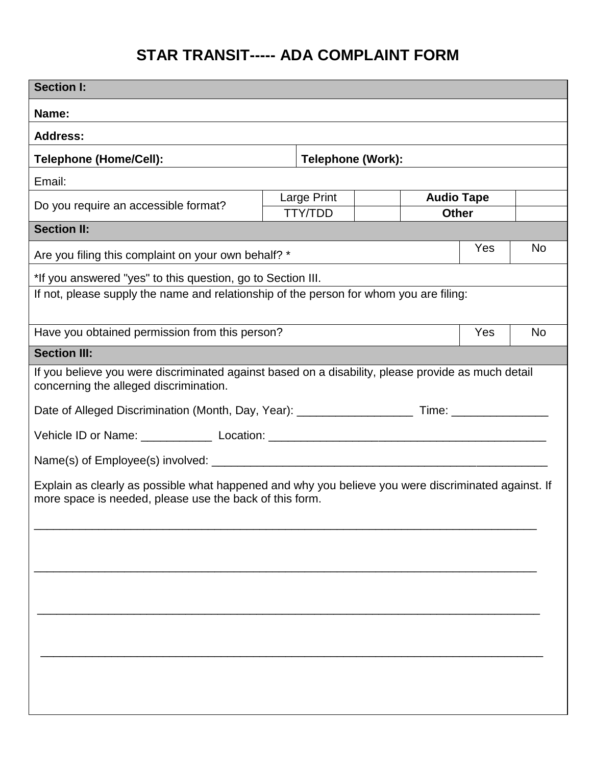# STAR TRANSIT----- ADA COMPLAINT FORM

| **Section I:** | | | | |
|---|---|---|---|---|
| **Name:** | | | | |
| **Address:** | | | | |
| **Telephone (Home/Cell):** | | **Telephone (Work):** | | |
| Email: | | | | |
| Do you require an accessible format? | Large Print | | **Audio Tape** | |
| | TTY/TDD | | **Other** | |

| **Section II:** | | |
|---|---|---|
| Are you filing this complaint on your own behalf? * | Yes | No |
| *If you answered "yes" to this question, go to Section III. | | |
| If not, please supply the name and relationship of the person for whom you are filing: | | |
| Have you obtained permission from this person? | Yes | No |

**Section III:**

If you believe you were discriminated against based on a disability, please provide as much detail concerning the alleged discrimination.

Date of Alleged Discrimination (Month, Day, Year): __________________ Time: _______________

Vehicle ID or Name: ___________ Location: ____________________________________________

Name(s) of Employee(s) involved: ______________________________________________________

Explain as clearly as possible what happened and why you believe you were discriminated against. If more space is needed, please use the back of this form.

________________________________________________________________________________

________________________________________________________________________________

________________________________________________________________________________

________________________________________________________________________________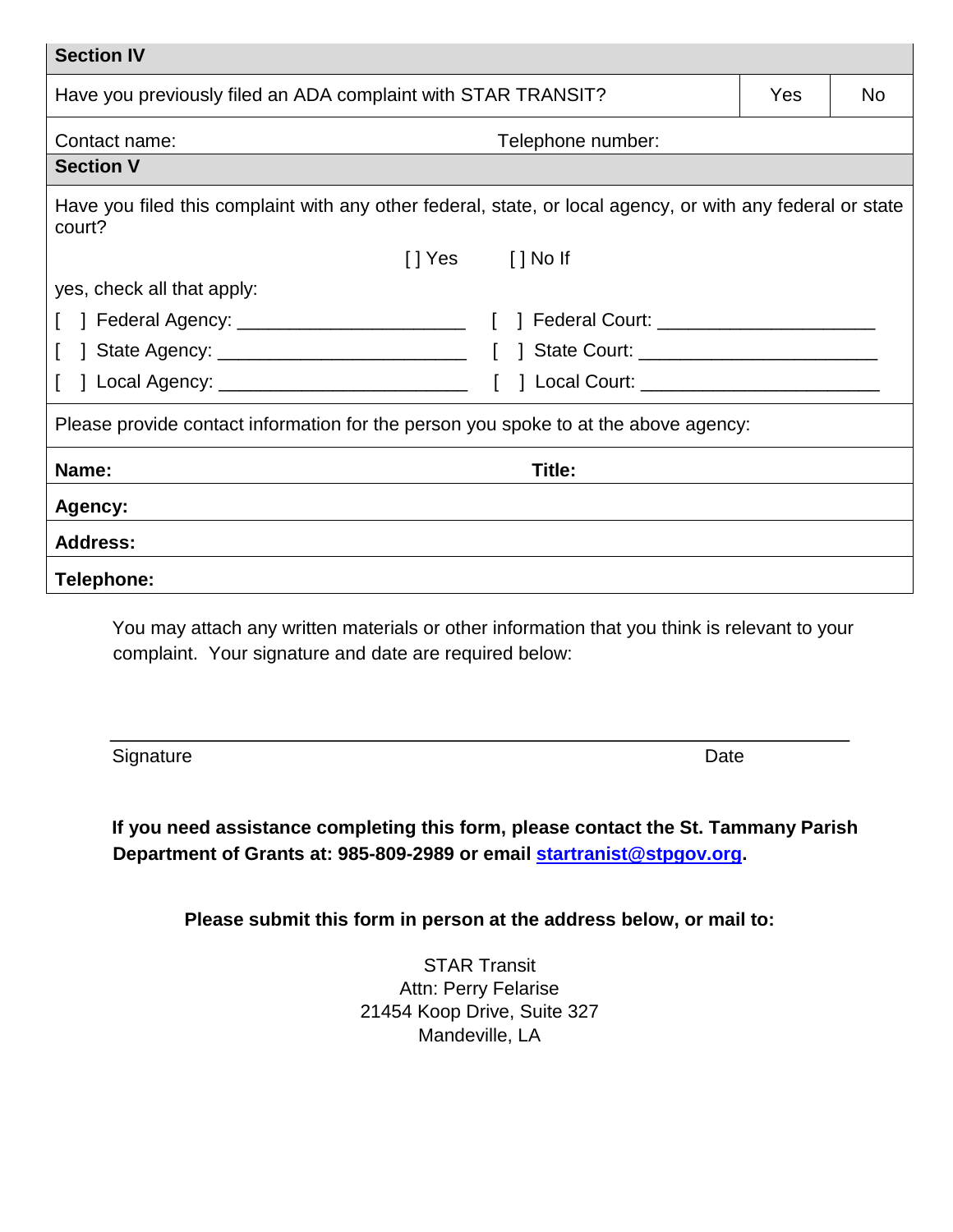| **Section IV** | | |
|---|---|---|
| Have you previously filed an ADA complaint with STAR TRANSIT? | Yes | No |
| Contact name: Telephone number: | | |

| **Section V** | |
|---|---|
| Have you filed this complaint with any other federal, state, or local agency, or with any federal or state court? | |
| [ ] Yes [ ] No If yes, check all that apply: | |
| [ ] Federal Agency: ______________________ | [ ] Federal Court: _____________________ |
| [ ] State Agency: ________________________ | [ ] State Court: _______________________ |
| [ ] Local Agency: ________________________ | [ ] Local Court: _______________________ |
| Please provide contact information for the person you spoke to at the above agency: | |
| **Name:** | **Title:** |
| **Agency:** | |
| **Address:** | |
| **Telephone:** | |

You may attach any written materials or other information that you think is relevant to your complaint. Your signature and date are required below:

______________________________________________________________________

Signature Date

**If you need assistance completing this form, please contact the St. Tammany Parish Department of Grants at: 985-809-2989 or email [startranist@stpgov.org](mailto:startranist@stpgov.org).**

**Please submit this form in person at the address below, or mail to:**

STAR Transit
Attn: Perry Felarise
21454 Koop Drive, Suite 327
Mandeville, LA